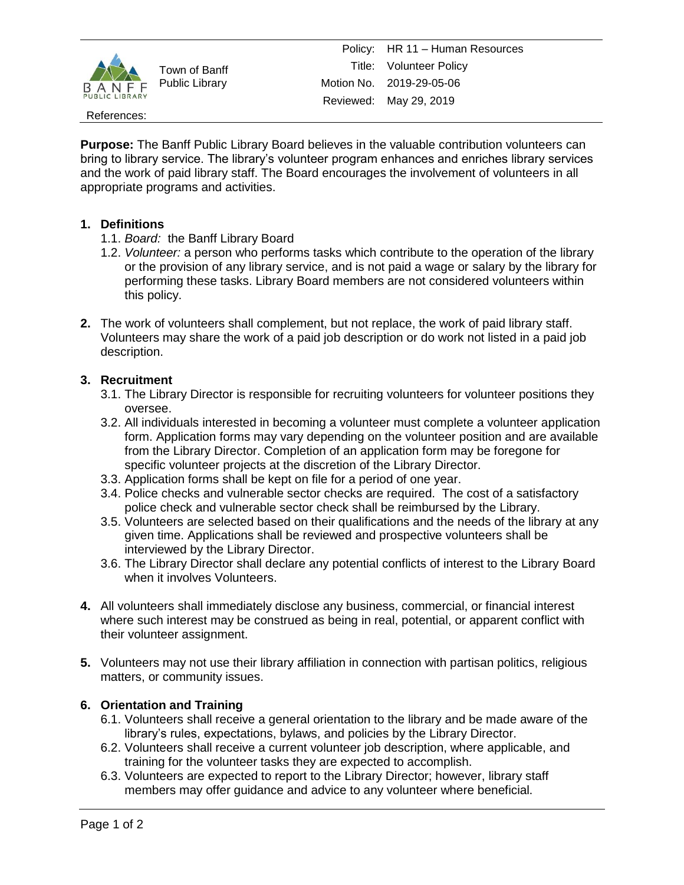Town of Banff Public Library

| | |
|---|---|
| Policy: | HR 11 – Human Resources |
| Title: | Volunteer Policy |
| Motion No. | 2019-29-05-06 |
| Reviewed: | May 29, 2019 |

References:

**Purpose:** The Banff Public Library Board believes in the valuable contribution volunteers can bring to library service. The library's volunteer program enhances and enriches library services and the work of paid library staff. The Board encourages the involvement of volunteers in all appropriate programs and activities.

**1. Definitions**

1.1. *Board:* the Banff Library Board

1.2. *Volunteer:* a person who performs tasks which contribute to the operation of the library or the provision of any library service, and is not paid a wage or salary by the library for performing these tasks. Library Board members are not considered volunteers within this policy.

**2.** The work of volunteers shall complement, but not replace, the work of paid library staff. Volunteers may share the work of a paid job description or do work not listed in a paid job description.

**3. Recruitment**

3.1. The Library Director is responsible for recruiting volunteers for volunteer positions they oversee.

3.2. All individuals interested in becoming a volunteer must complete a volunteer application form. Application forms may vary depending on the volunteer position and are available from the Library Director. Completion of an application form may be foregone for specific volunteer projects at the discretion of the Library Director.

3.3. Application forms shall be kept on file for a period of one year.

3.4. Police checks and vulnerable sector checks are required. The cost of a satisfactory police check and vulnerable sector check shall be reimbursed by the Library.

3.5. Volunteers are selected based on their qualifications and the needs of the library at any given time. Applications shall be reviewed and prospective volunteers shall be interviewed by the Library Director.

3.6. The Library Director shall declare any potential conflicts of interest to the Library Board when it involves Volunteers.

**4.** All volunteers shall immediately disclose any business, commercial, or financial interest where such interest may be construed as being in real, potential, or apparent conflict with their volunteer assignment.

**5.** Volunteers may not use their library affiliation in connection with partisan politics, religious matters, or community issues.

**6. Orientation and Training**

6.1. Volunteers shall receive a general orientation to the library and be made aware of the library's rules, expectations, bylaws, and policies by the Library Director.

6.2. Volunteers shall receive a current volunteer job description, where applicable, and training for the volunteer tasks they are expected to accomplish.

6.3. Volunteers are expected to report to the Library Director; however, library staff members may offer guidance and advice to any volunteer where beneficial.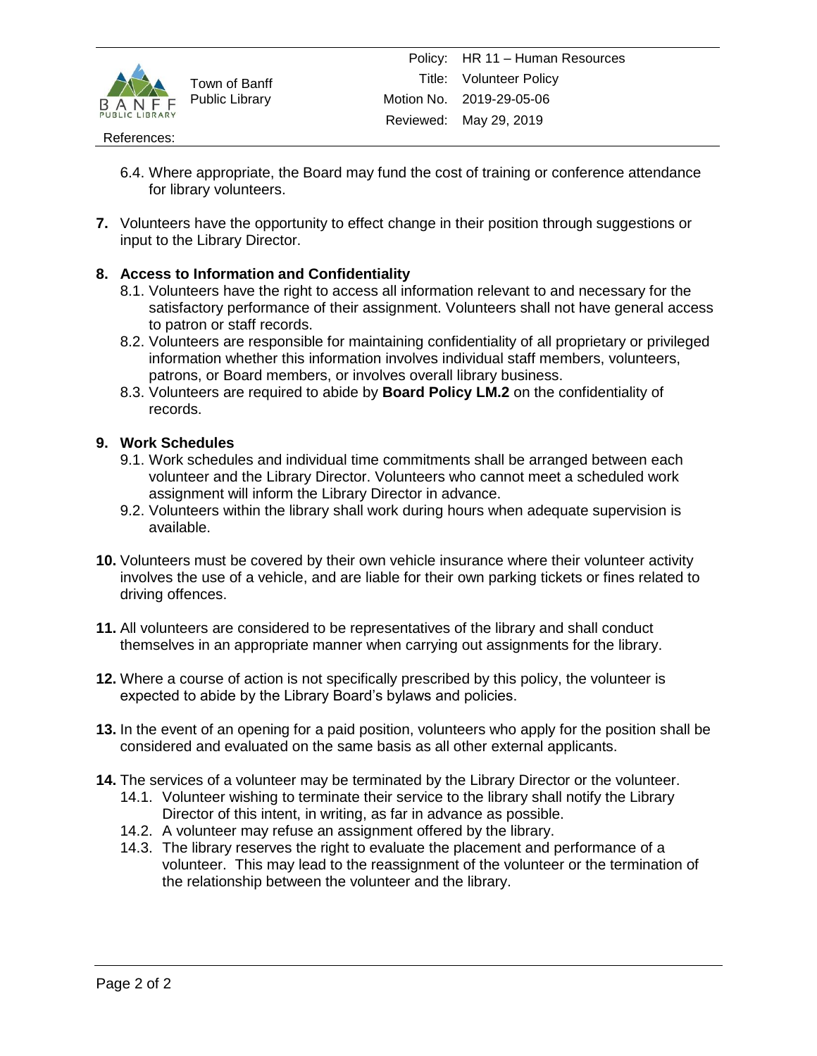6.4. Where appropriate, the Board may fund the cost of training or conference attendance for library volunteers.

**7.** Volunteers have the opportunity to effect change in their position through suggestions or input to the Library Director.

**8. Access to Information and Confidentiality**

8.1. Volunteers have the right to access all information relevant to and necessary for the satisfactory performance of their assignment. Volunteers shall not have general access to patron or staff records.

8.2. Volunteers are responsible for maintaining confidentiality of all proprietary or privileged information whether this information involves individual staff members, volunteers, patrons, or Board members, or involves overall library business.

8.3. Volunteers are required to abide by **Board Policy LM.2** on the confidentiality of records.

**9. Work Schedules**

9.1. Work schedules and individual time commitments shall be arranged between each volunteer and the Library Director. Volunteers who cannot meet a scheduled work assignment will inform the Library Director in advance.

9.2. Volunteers within the library shall work during hours when adequate supervision is available.

**10.** Volunteers must be covered by their own vehicle insurance where their volunteer activity involves the use of a vehicle, and are liable for their own parking tickets or fines related to driving offences.

**11.** All volunteers are considered to be representatives of the library and shall conduct themselves in an appropriate manner when carrying out assignments for the library.

**12.** Where a course of action is not specifically prescribed by this policy, the volunteer is expected to abide by the Library Board's bylaws and policies.

**13.** In the event of an opening for a paid position, volunteers who apply for the position shall be considered and evaluated on the same basis as all other external applicants.

**14.** The services of a volunteer may be terminated by the Library Director or the volunteer.

14.1. Volunteer wishing to terminate their service to the library shall notify the Library Director of this intent, in writing, as far in advance as possible.

14.2. A volunteer may refuse an assignment offered by the library.

14.3. The library reserves the right to evaluate the placement and performance of a volunteer. This may lead to the reassignment of the volunteer or the termination of the relationship between the volunteer and the library.